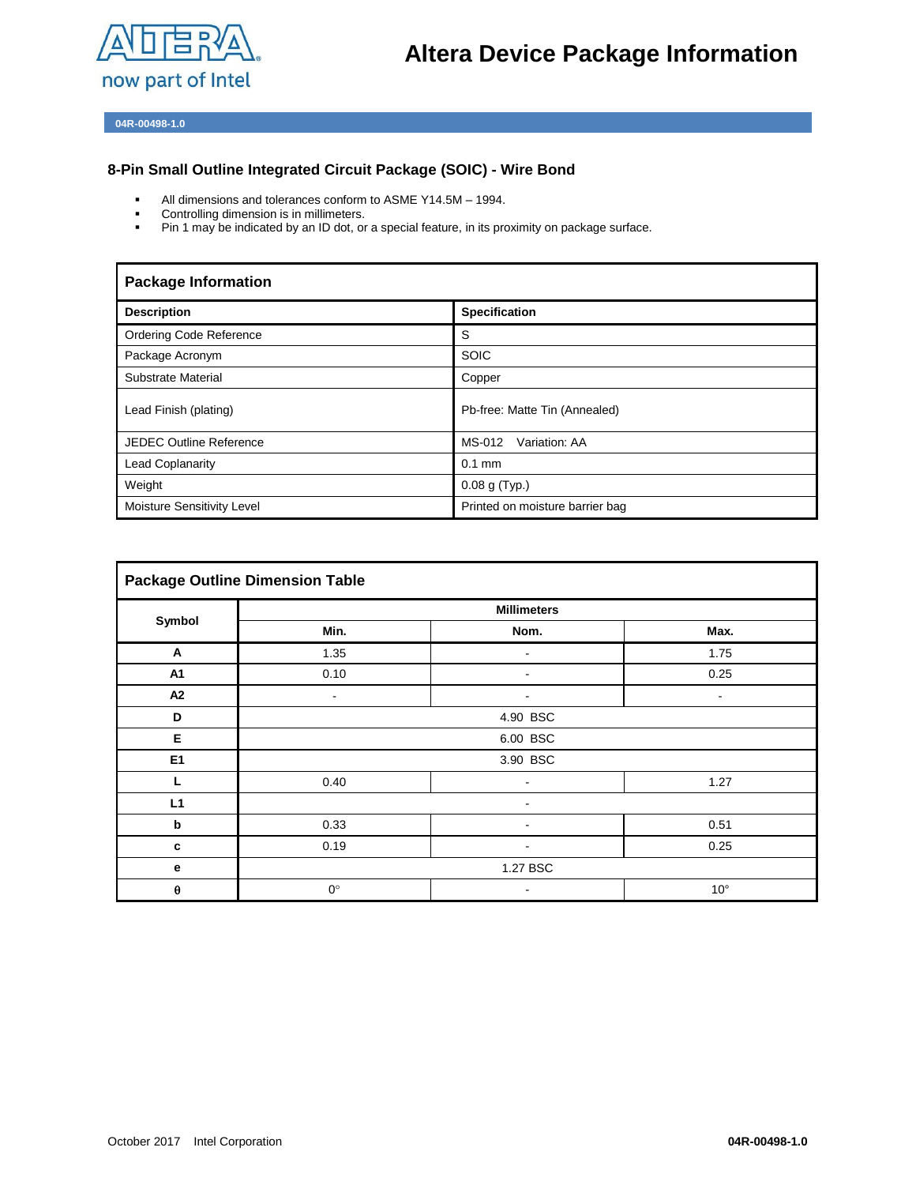# Altera Device Package Information

04R-00498-1.0

## 8-Pin Small Outline Integrated Circuit Package (SOIC) - Wire Bond

- All dimensions and tolerances conform to ASME Y14.5M – 1994.
- Controlling dimension is in millimeters.
- Pin 1 may be indicated by an ID dot, or a special feature, in its proximity on package surface.

| Package Information | |
|---|---|
| **Description** | **Specification** |
| Ordering Code Reference | S |
| Package Acronym | SOIC |
| Substrate Material | Copper |
| Lead Finish (plating) | Pb-free: Matte Tin (Annealed) |
| JEDEC Outline Reference | MS-012 Variation: AA |
| Lead Coplanarity | 0.1 mm |
| Weight | 0.08 g (Typ.) |
| Moisture Sensitivity Level | Printed on moisture barrier bag |

| Package Outline Dimension Table | | | |
|---|---|---|---|
| **Symbol** | **Millimeters** | | |
| | **Min.** | **Nom.** | **Max.** |
| **A** | 1.35 | - | 1.75 |
| **A1** | 0.10 | - | 0.25 |
| **A2** | - | - | - |
| **D** | 4.90 BSC | | |
| **E** | 6.00 BSC | | |
| **E1** | 3.90 BSC | | |
| **L** | 0.40 | - | 1.27 |
| **L1** | - | | |
| **b** | 0.33 | - | 0.51 |
| **c** | 0.19 | - | 0.25 |
| **e** | 1.27 BSC | | |
| **θ** | 0° | - | 10° |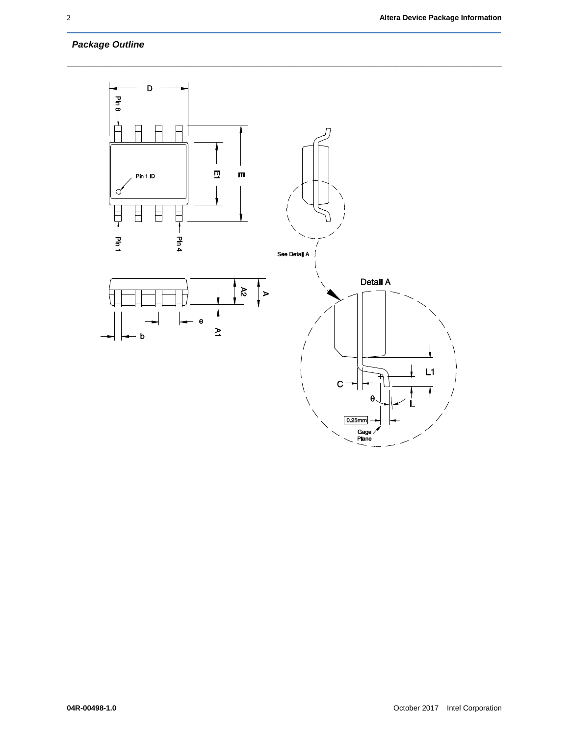## *Package Outline*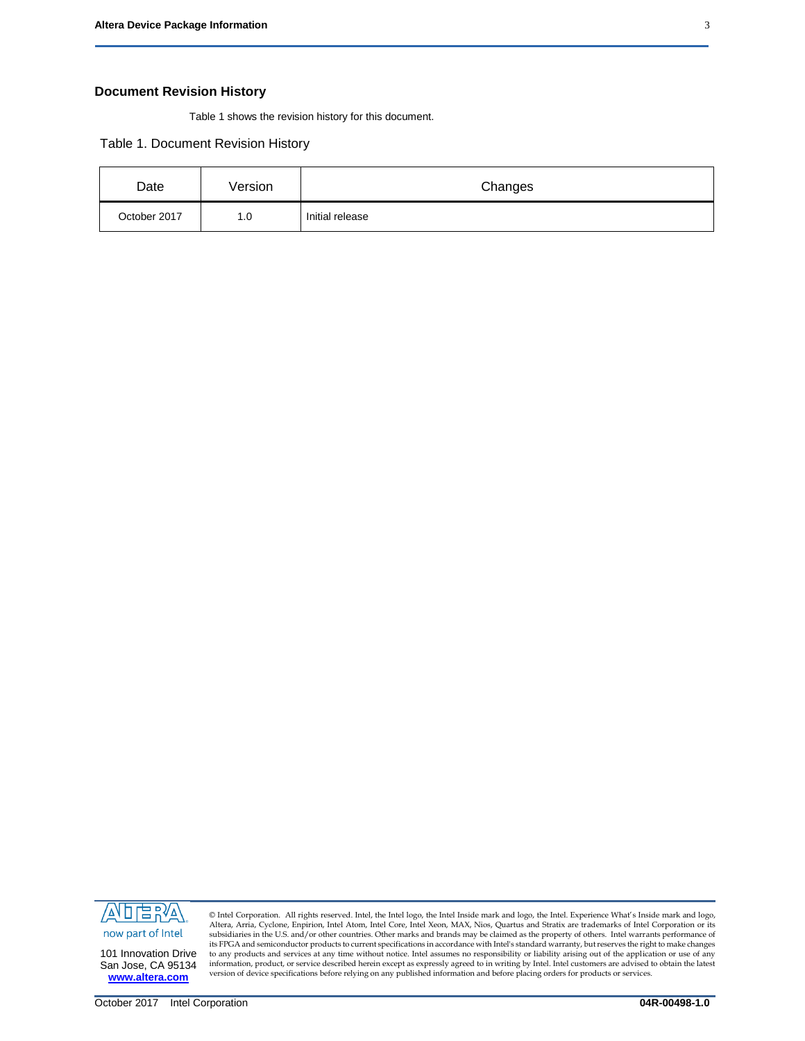## Document Revision History

Table 1 shows the revision history for this document.

Table 1. Document Revision History

| Date | Version | Changes |
|---|---|---|
| October 2017 | 1.0 | Initial release |

now part of Intel

101 Innovation Drive
San Jose, CA 95134
**www.altera.com**

© Intel Corporation. All rights reserved. Intel, the Intel logo, the Intel Inside mark and logo, the Intel. Experience What's Inside mark and logo, Altera, Arria, Cyclone, Enpirion, Intel Atom, Intel Core, Intel Xeon, MAX, Nios, Quartus and Stratix are trademarks of Intel Corporation or its subsidiaries in the U.S. and/or other countries. Other marks and brands may be claimed as the property of others. Intel warrants performance of its FPGA and semiconductor products to current specifications in accordance with Intel's standard warranty, but reserves the right to make changes to any products and services at any time without notice. Intel assumes no responsibility or liability arising out of the application or use of any information, product, or service described herein except as expressly agreed to in writing by Intel. Intel customers are advised to obtain the latest version of device specifications before relying on any published information and before placing orders for products or services.

October 2017 Intel Corporation **04R-00498-1.0**